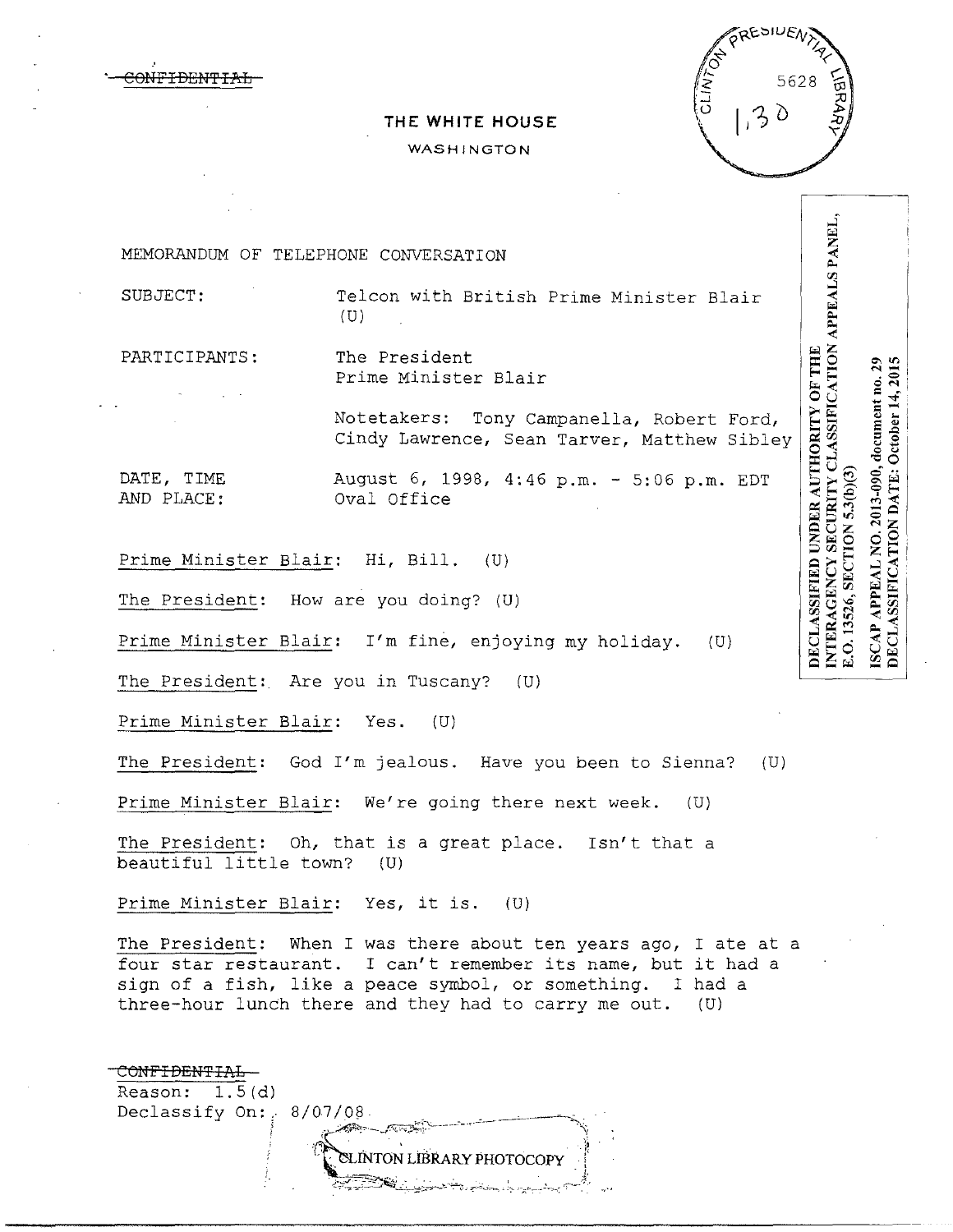~~CONFIDENTIAL~~

**THE WHITE HOUSE**

WASHINGTON

DECLASSIFIED UNDER AUTHORITY OF THE INTERAGENCY SECURITY CLASSIFICATION APPEALS PANEL, E.O. 13526, SECTION 5.3(b)(3)

ISCAP APPEAL NO. 2013-090, document no. 29
DECLASSIFICATION DATE: October 14, 2015

MEMORANDUM OF TELEPHONE CONVERSATION

SUBJECT: Telcon with British Prime Minister Blair (U)

PARTICIPANTS: The President
Prime Minister Blair

Notetakers: Tony Campanella, Robert Ford, Cindy Lawrence, Sean Tarver, Matthew Sibley

DATE, TIME AND PLACE: August 6, 1998, 4:46 p.m. - 5:06 p.m. EDT
Oval Office

Prime Minister Blair: Hi, Bill. (U)

The President: How are you doing? (U)

Prime Minister Blair: I'm fine, enjoying my holiday. (U)

The President: Are you in Tuscany? (U)

Prime Minister Blair: Yes. (U)

The President: God I'm jealous. Have you been to Sienna? (U)

Prime Minister Blair: We're going there next week. (U)

The President: Oh, that is a great place. Isn't that a beautiful little town? (U)

Prime Minister Blair: Yes, it is. (U)

The President: When I was there about ten years ago, I ate at a four star restaurant. I can't remember its name, but it had a sign of a fish, like a peace symbol, or something. I had a three-hour lunch there and they had to carry me out. (U)

~~CONFIDENTIAL~~
Reason: 1.5(d)
Declassify On: 8/07/08

CLINTON LIBRARY PHOTOCOPY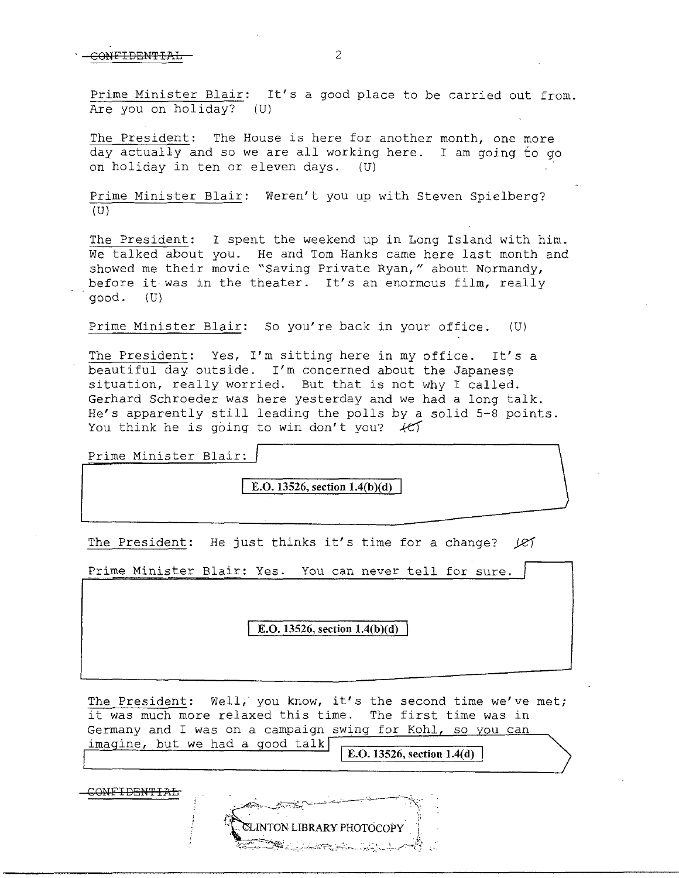Prime Minister Blair: It's a good place to be carried out from. Are you on holiday? (U)

The President: The House is here for another month, one more day actually and so we are all working here. I am going to go on holiday in ten or eleven days. (U)

Prime Minister Blair: Weren't you up with Steven Spielberg? (U)

The President: I spent the weekend up in Long Island with him. We talked about you. He and Tom Hanks came here last month and showed me their movie "Saving Private Ryan," about Normandy, before it was in the theater. It's an enormous film, really good. (U)

Prime Minister Blair: So you're back in your office. (U)

The President: Yes, I'm sitting here in my office. It's a beautiful day outside. I'm concerned about the Japanese situation, really worried. But that is not why I called. Gerhard Schroeder was here yesterday and we had a long talk. He's apparently still leading the polls by a solid 5-8 points. You think he is going to win don't you? (C)

Prime Minister Blair:

**E.O. 13526, section 1.4(b)(d)**

The President: He just thinks it's time for a change? (C)

Prime Minister Blair: Yes. You can never tell for sure.

**E.O. 13526, section 1.4(b)(d)**

The President: Well, you know, it's the second time we've met; it was much more relaxed this time. The first time was in Germany and I was on a campaign swing for Kohl, so you can imagine, but we had a good talk

**E.O. 13526, section 1.4(d)**

CONFIDENTIAL

CLINTON LIBRARY PHOTOCOPY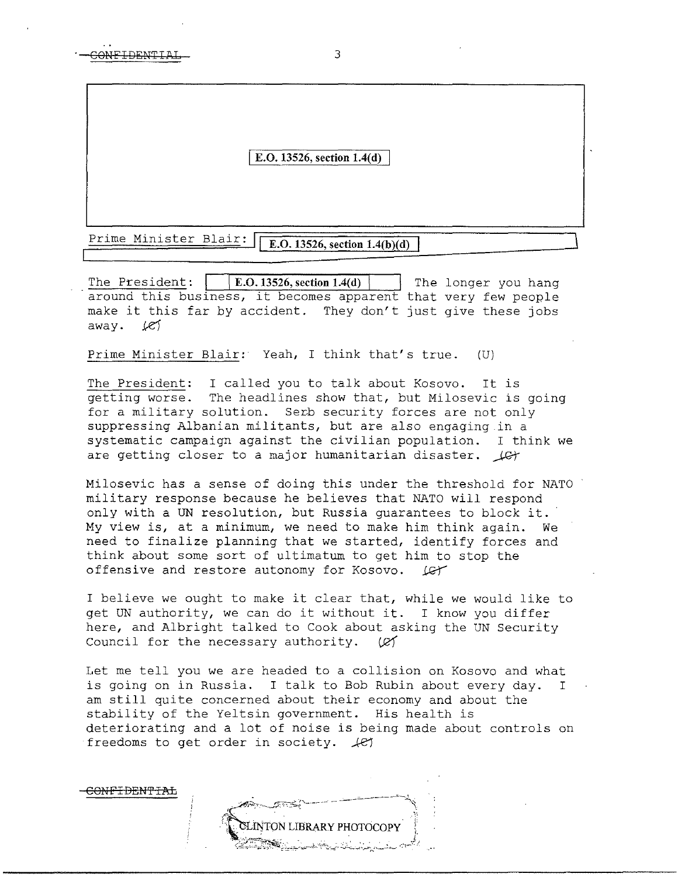E.O. 13526, section 1.4(d)

Prime Minister Blair: E.O. 13526, section 1.4(b)(d)

The President: E.O. 13526, section 1.4(d) The longer you hang around this business, it becomes apparent that very few people make it this far by accident. They don't just give these jobs away. (C)

Prime Minister Blair: Yeah, I think that's true. (U)

The President: I called you to talk about Kosovo. It is getting worse. The headlines show that, but Milosevic is going for a military solution. Serb security forces are not only suppressing Albanian militants, but are also engaging in a systematic campaign against the civilian population. I think we are getting closer to a major humanitarian disaster. (C)

Milosevic has a sense of doing this under the threshold for NATO military response because he believes that NATO will respond only with a UN resolution, but Russia guarantees to block it. My view is, at a minimum, we need to make him think again. We need to finalize planning that we started, identify forces and think about some sort of ultimatum to get him to stop the offensive and restore autonomy for Kosovo. (C)

I believe we ought to make it clear that, while we would like to get UN authority, we can do it without it. I know you differ here, and Albright talked to Cook about asking the UN Security Council for the necessary authority. (C)

Let me tell you we are headed to a collision on Kosovo and what is going on in Russia. I talk to Bob Rubin about every day. I am still quite concerned about their economy and about the stability of the Yeltsin government. His health is deteriorating and a lot of noise is being made about controls on freedoms to get order in society. (C)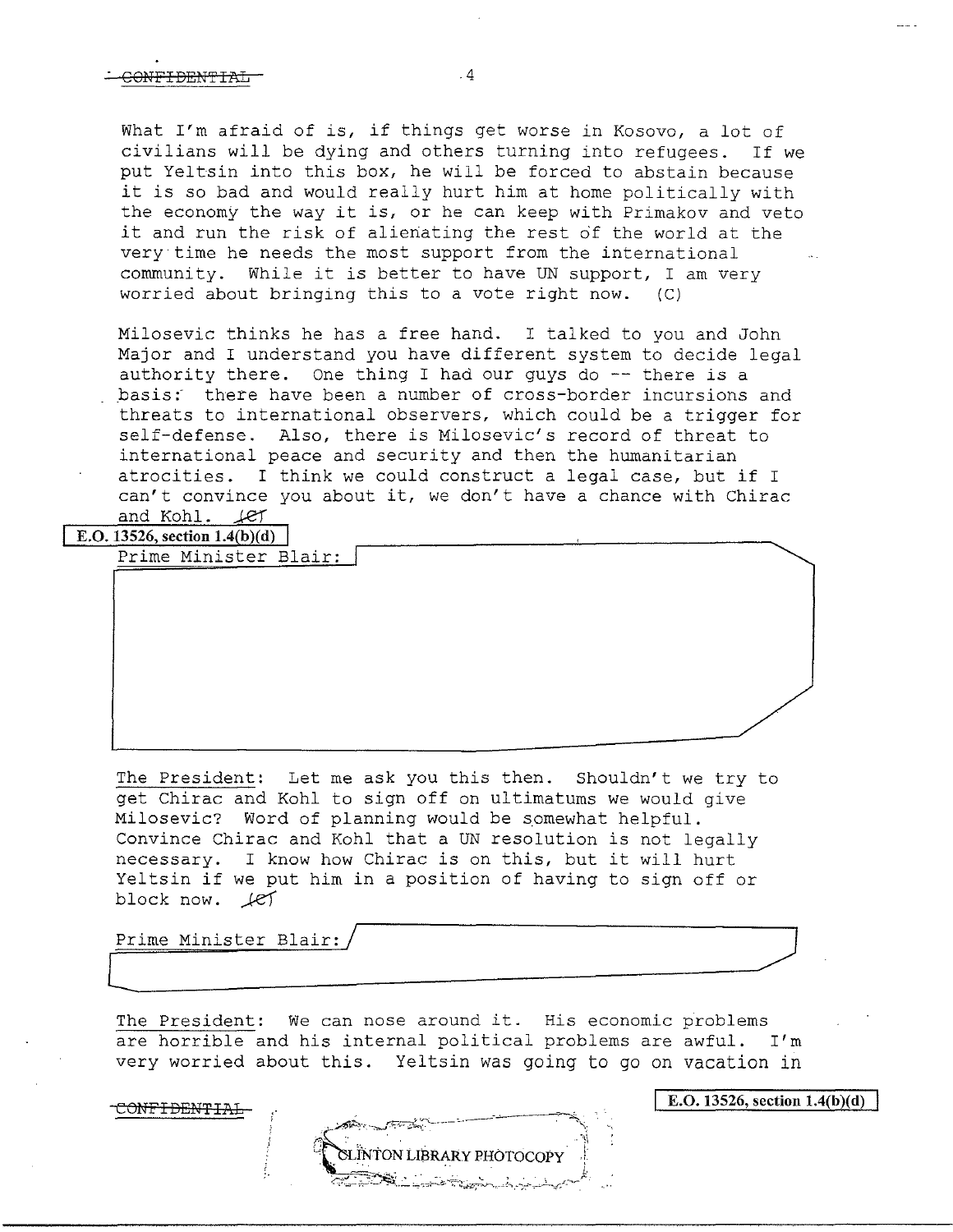CONFIDENTIAL

What I'm afraid of is, if things get worse in Kosovo, a lot of civilians will be dying and others turning into refugees. If we put Yeltsin into this box, he will be forced to abstain because it is so bad and would really hurt him at home politically with the economy the way it is, or he can keep with Primakov and veto it and run the risk of alienating the rest of the world at the very time he needs the most support from the international community. While it is better to have UN support, I am very worried about bringing this to a vote right now. (C)

Milosevic thinks he has a free hand. I talked to you and John Major and I understand you have different system to decide legal authority there. One thing I had our guys do -- there is a basis: there have been a number of cross-border incursions and threats to international observers, which could be a trigger for self-defense. Also, there is Milosevic's record of threat to international peace and security and then the humanitarian atrocities. I think we could construct a legal case, but if I can't convince you about it, we don't have a chance with Chirac and Kohl. (C)

E.O. 13526, section 1.4(b)(d)

Prime Minister Blair: [redacted]

The President: Let me ask you this then. Shouldn't we try to get Chirac and Kohl to sign off on ultimatums we would give Milosevic? Word of planning would be somewhat helpful. Convince Chirac and Kohl that a UN resolution is not legally necessary. I know how Chirac is on this, but it will hurt Yeltsin if we put him in a position of having to sign off or block now. (C)

Prime Minister Blair: [redacted]

The President: We can nose around it. His economic problems are horrible and his internal political problems are awful. I'm very worried about this. Yeltsin was going to go on vacation in

CONFIDENTIAL

E.O. 13526, section 1.4(b)(d)

CLINTON LIBRARY PHOTOCOPY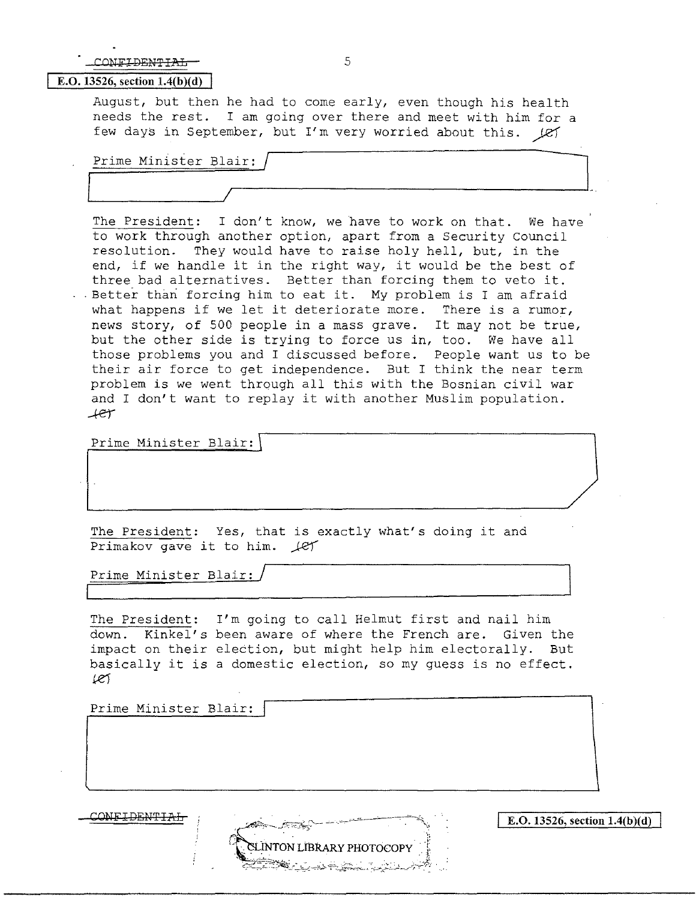CONFIDENTIAL

E.O. 13526, section 1.4(b)(d)

August, but then he had to come early, even though his health needs the rest. I am going over there and meet with him for a few days in September, but I'm very worried about this. (C)

Prime Minister Blair:

The President: I don't know, we have to work on that. We have to work through another option, apart from a Security Council resolution. They would have to raise holy hell, but, in the end, if we handle it in the right way, it would be the best of three bad alternatives. Better than forcing them to veto it. Better than forcing him to eat it. My problem is I am afraid what happens if we let it deteriorate more. There is a rumor, news story, of 500 people in a mass grave. It may not be true, but the other side is trying to force us in, too. We have all those problems you and I discussed before. People want us to be their air force to get independence. But I think the near term problem is we went through all this with the Bosnian civil war and I don't want to replay it with another Muslim population. (C)

Prime Minister Blair:

The President: Yes, that is exactly what's doing it and Primakov gave it to him. (C)

Prime Minister Blair:

The President: I'm going to call Helmut first and nail him down. Kinkel's been aware of where the French are. Given the impact on their election, but might help him electorally. But basically it is a domestic election, so my guess is no effect. (C)

Prime Minister Blair:

CONFIDENTIAL

E.O. 13526, section 1.4(b)(d)

CLINTON LIBRARY PHOTOCOPY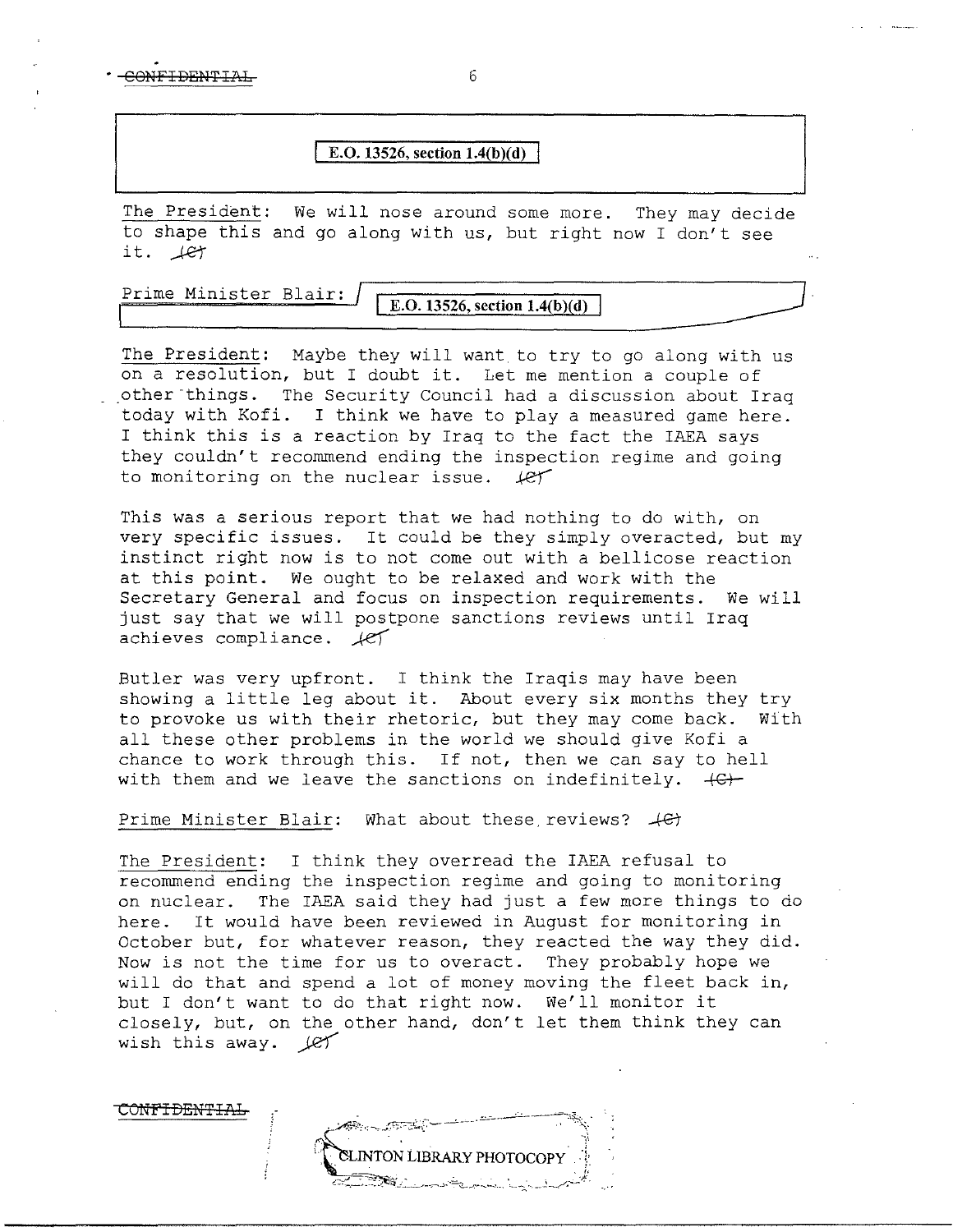E.O. 13526, section 1.4(b)(d)

The President: We will nose around some more. They may decide to shape this and go along with us, but right now I don't see it. (C)

Prime Minister Blair: E.O. 13526, section 1.4(b)(d)

The President: Maybe they will want to try to go along with us on a resolution, but I doubt it. Let me mention a couple of other things. The Security Council had a discussion about Iraq today with Kofi. I think we have to play a measured game here. I think this is a reaction by Iraq to the fact the IAEA says they couldn't recommend ending the inspection regime and going to monitoring on the nuclear issue. (C)

This was a serious report that we had nothing to do with, on very specific issues. It could be they simply overacted, but my instinct right now is to not come out with a bellicose reaction at this point. We ought to be relaxed and work with the Secretary General and focus on inspection requirements. We will just say that we will postpone sanctions reviews until Iraq achieves compliance. (C)

Butler was very upfront. I think the Iraqis may have been showing a little leg about it. About every six months they try to provoke us with their rhetoric, but they may come back. With all these other problems in the world we should give Kofi a chance to work through this. If not, then we can say to hell with them and we leave the sanctions on indefinitely. (C)

Prime Minister Blair: What about these reviews? (C)

The President: I think they overread the IAEA refusal to recommend ending the inspection regime and going to monitoring on nuclear. The IAEA said they had just a few more things to do here. It would have been reviewed in August for monitoring in October but, for whatever reason, they reacted the way they did. Now is not the time for us to overact. They probably hope we will do that and spend a lot of money moving the fleet back in, but I don't want to do that right now. We'll monitor it closely, but, on the other hand, don't let them think they can wish this away. (C)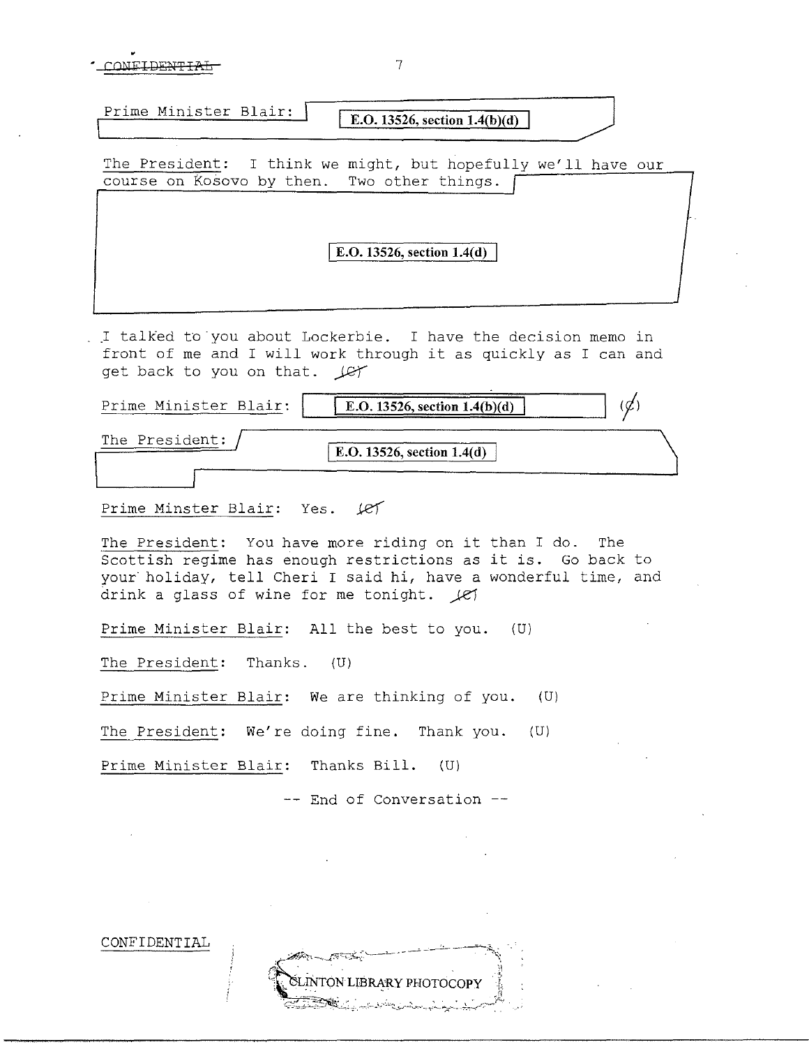CONFIDENTIAL

Prime Minister Blair: E.O. 13526, section 1.4(b)(d)

The President: I think we might, but hopefully we'll have our course on Kosovo by then. Two other things. E.O. 13526, section 1.4(d)

I talked to you about Lockerbie. I have the decision memo in front of me and I will work through it as quickly as I can and get back to you on that. (C)

Prime Minister Blair: E.O. 13526, section 1.4(b)(d) (C)

The President: E.O. 13526, section 1.4(d)

Prime Minster Blair: Yes. (C)

The President: You have more riding on it than I do. The Scottish regime has enough restrictions as it is. Go back to your holiday, tell Cheri I said hi, have a wonderful time, and drink a glass of wine for me tonight. (C)

Prime Minister Blair: All the best to you. (U)

The President: Thanks. (U)

Prime Minister Blair: We are thinking of you. (U)

The President: We're doing fine. Thank you. (U)

Prime Minister Blair: Thanks Bill. (U)

-- End of Conversation --

CONFIDENTIAL

CLINTON LIBRARY PHOTOCOPY